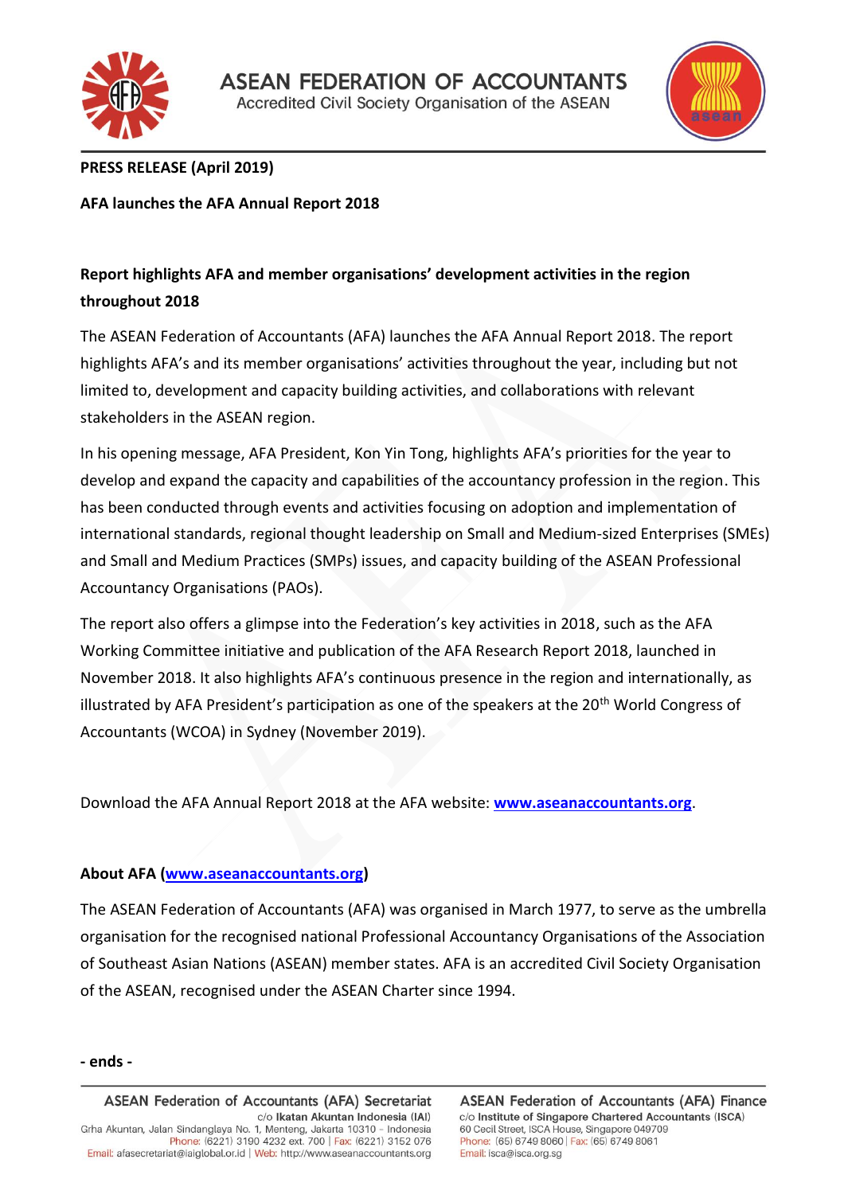# ASEAN FEDERATION OF ACCOUNTANTS

Accredited Civil Society Organisation of the ASEAN

**PRESS RELEASE (April 2019)**

**AFA launches the AFA Annual Report 2018**

## Report highlights AFA and member organisations' development activities in the region throughout 2018

The ASEAN Federation of Accountants (AFA) launches the AFA Annual Report 2018. The report highlights AFA's and its member organisations' activities throughout the year, including but not limited to, development and capacity building activities, and collaborations with relevant stakeholders in the ASEAN region.

In his opening message, AFA President, Kon Yin Tong, highlights AFA's priorities for the year to develop and expand the capacity and capabilities of the accountancy profession in the region. This has been conducted through events and activities focusing on adoption and implementation of international standards, regional thought leadership on Small and Medium-sized Enterprises (SMEs) and Small and Medium Practices (SMPs) issues, and capacity building of the ASEAN Professional Accountancy Organisations (PAOs).

The report also offers a glimpse into the Federation's key activities in 2018, such as the AFA Working Committee initiative and publication of the AFA Research Report 2018, launched in November 2018. It also highlights AFA's continuous presence in the region and internationally, as illustrated by AFA President's participation as one of the speakers at the 20th World Congress of Accountants (WCOA) in Sydney (November 2019).

Download the AFA Annual Report 2018 at the AFA website: **[www.aseanaccountants.org](http://www.aseanaccountants.org)**.

**About AFA ([www.aseanaccountants.org](http://www.aseanaccountants.org))**

The ASEAN Federation of Accountants (AFA) was organised in March 1977, to serve as the umbrella organisation for the recognised national Professional Accountancy Organisations of the Association of Southeast Asian Nations (ASEAN) member states. AFA is an accredited Civil Society Organisation of the ASEAN, recognised under the ASEAN Charter since 1994.

**- ends -**

ASEAN Federation of Accountants (AFA) Secretariat
c/o **Ikatan Akuntan Indonesia (IAI)**
Grha Akuntan, Jalan Sindanglaya No. 1, Menteng, Jakarta 10310 – Indonesia
Phone: (6221) 3190 4232 ext. 700 | Fax: (6221) 3152 076
Email: afasecretariat@iaiglobal.or.id | Web: http://www.aseanaccountants.org

ASEAN Federation of Accountants (AFA) Finance
c/o **Institute of Singapore Chartered Accountants (ISCA)**
60 Cecil Street, ISCA House, Singapore 049709
Phone: (65) 6749 8060 | Fax: (65) 6749 8061
Email: isca@isca.org.sg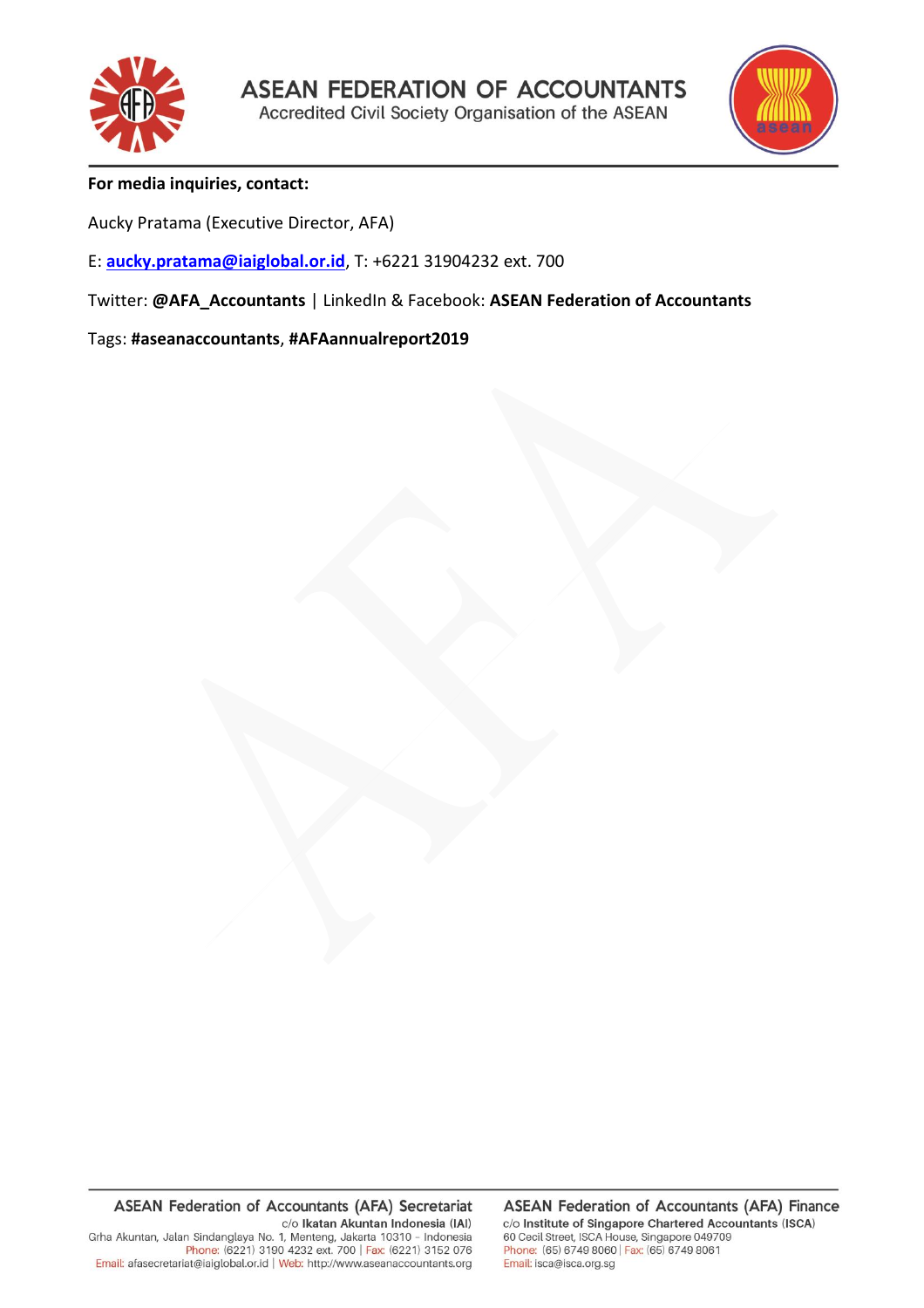**For media inquiries, contact:**

Aucky Pratama (Executive Director, AFA)

E: **aucky.pratama@iaiglobal.or.id**, T: +6221 31904232 ext. 700

Twitter: **@AFA_Accountants** | LinkedIn & Facebook: **ASEAN Federation of Accountants**

Tags: **#aseanaccountants**, **#AFAannualreport2019**